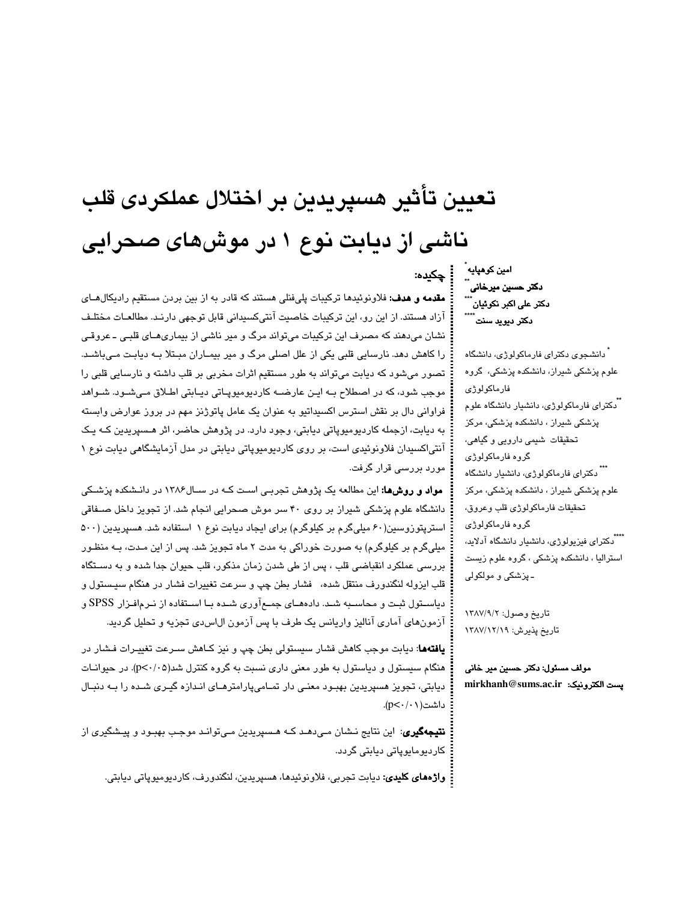# تعیین تأثیر هسپریدین بر اختلال عملکردی قلب ناشی از دیابت نوع ۱ در موش‌های صحرایی

**امین کوهپایه** [*]
**دکتر حسین میرخانی** [**]
**دکتر علی اکبر نکوئیان** [***]
**دکتر دیوید سنت** [****]

[*] دانشجوی دکترای فارماکولوژی، دانشگاه علوم پزشکی شیراز، دانشکده پزشکی، گروه فارماکولوژی

[**] دکترای فارماکولوژی، دانشیار دانشگاه علوم پزشکی شیراز ، دانشکده پزشکی، مرکز تحقیقات شیمی دارویی و گیاهی، گروه فارماکولوژی

[***] دکترای فارماکولوژی، دانشیار دانشگاه علوم پزشکی شیراز ، دانشکده پزشکی، مرکز تحقیقات فارماکولوژی قلب وعروق، گروه فارماکولوژی

[****] دکترای فیزیولوژی، دانشیار دانشگاه آدلاید، استرالیا ، دانشکده پزشکی ، گروه علوم زیست ـ پزشکی و مولکولی

تاریخ وصول: ۱۳۸۷/۹/۲
تاریخ پذیرش: ۱۳۸۷/۱۲/۱۹

**مولف مسئول: دکتر حسین میر خانی**
**پست الکترونیک:** mirkhanh@sums.ac.ir

## چکیده:

**مقدمه و هدف:** فلاونوئیدها ترکیبات پلی‌فنلی هستند که قادر به از بین بردن مستقیم رادیکال‌های آزاد هستند. از این رو، این ترکیبات خاصیت آنتی‌کسیدانی قابل توجهی دارند. مطالعات مختلف نشان می‌دهند که مصرف این ترکیبات می‌تواند مرگ و میر ناشی از بیماری‌های قلبی ـ عروقی را کاهش دهد. نارسایی قلبی یکی از علل اصلی مرگ و میر بیماران مبتلا به دیابت می‌باشد. تصور می‌شود که دیابت می‌تواند به طور مستقیم اثرات مخربی بر قلب داشته و نارسایی قلبی را موجب شود، که در اصطلاح به این عارضه کاردیومیوپاتی دیابتی اطلاق می‌شود. شواهد فراوانی دال بر نقش استرس اکسیداتیو به عنوان یک عامل پاتوژنز مهم در بروز عوارض وابسته به دیابت، ازجمله کاردیومیوپاتی دیابتی، وجود دارد. در پژوهش حاضر، اثر هسپریدین که یک آنتی‌اکسیدان فلاونوئیدی است، بر روی کاردیومیوپاتی دیابتی در مدل آزمایشگاهی دیابت نوع ۱ مورد بررسی قرار گرفت.

**مواد و روش‌ها:** این مطالعه یک پژوهش تجربی است که در سال۱۳۸۶ در دانشکده پزشکی دانشگاه علوم پزشکی شیراز بر روی ۴۰ سر موش صحرایی انجام شد. از تجویز داخل صفاقی استرپتوزوسین(۶۰ میلی‌گرم بر کیلوگرم) برای ایجاد دیابت نوع ۱ استفاده شد. هسپریدین (۵۰۰ میلی‌گرم بر کیلوگرم) به صورت خوراکی به مدت ۲ ماه تجویز شد. پس از این مدت، به منظور بررسی عملکرد انقباضی قلب ، پس از طی شدن زمان مذکور، قلب حیوان جدا شده و به دستگاه قلب ایزوله لنگندورف منتقل شده، فشار بطن چپ و سرعت تغییرات فشار در هنگام سیستول و دیاستول ثبت و محاسبه شد. داده‌های جمع‌آوری شده با استفاده از نرم‌افزار SPSS و آزمون‌های آماری آنالیز واریانس یک طرف با پس آزمون ال‌اس‌دی تجزیه و تحلیل گردید.

**یافته‌ها:** دیابت موجب کاهش فشار سیستولی بطن چپ و نیز کاهش سرعت تغییرات فشار در هنگام سیستول و دیاستول به طور معنی داری نسبت به گروه کنترل شد($p<0.05$). در حیوانات دیابتی، تجویز هسپریدین بهبود معنی دار تمامی‌پارامترهای اندازه گیری شده را به دنبال داشت($p<0.01$).

**نتیجه‌گیری:** این نتایج نشان می‌دهد که هسپریدین می‌تواند موجب بهبود و پیشگیری از کاردیومایوپاتی دیابتی گردد.

**واژه‌های کلیدی:** دیابت تجربی، فلاونوئیدها، هسپریدین، لنگندورف، کاردیومیوپاتی دیابتی.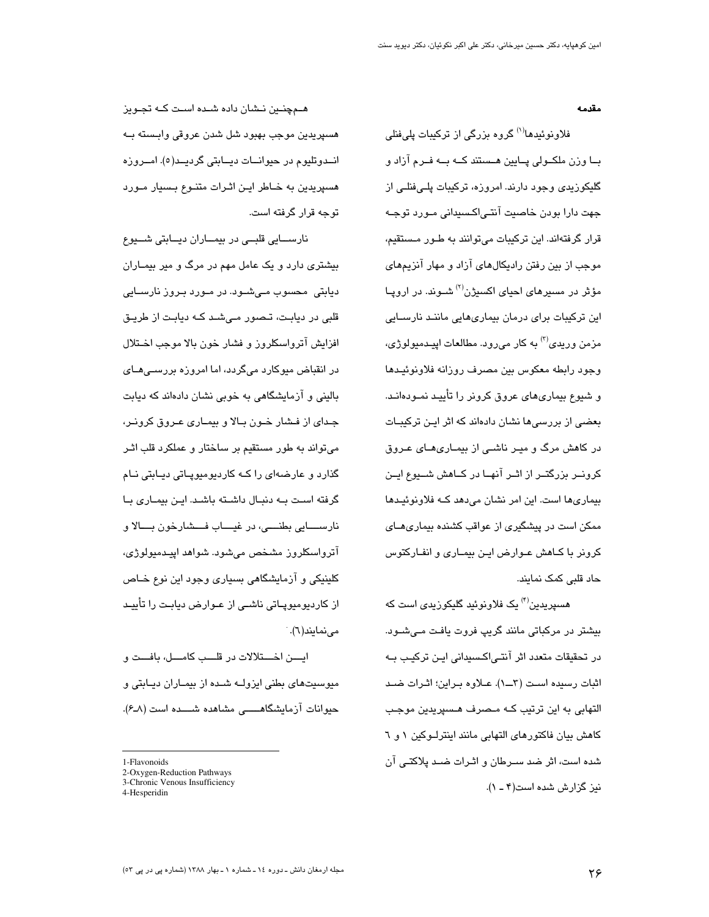## مقدمه

فلاونوئیدها[1] گروه بزرگی از ترکیبات پلی‌فنلی با وزن ملکولی پایین هستند که به فرم آزاد و گلیکوزیدی وجود دارند. امروزه، ترکیبات پلی‌فنلی از جهت دارا بودن خاصیت آنتی‌اکسیدانی مورد توجه قرار گرفته‌اند. این ترکیبات می‌توانند به طور مستقیم، موجب از بین رفتن رادیکال‌های آزاد و مهار آنزیم‌های مؤثر در مسیرهای احیای اکسیژن[2] شوند. در اروپا این ترکیبات برای درمان بیماری‌هایی مانند نارسایی مزمن وریدی[3] به کار می‌رود. مطالعات اپیدمیولوژی، وجود رابطه معکوس بین مصرف روزانه فلاونوئیدها و شیوع بیماری‌های عروق کرونر را تأیید نموده‌اند. بعضی از بررسی‌ها نشان داده‌اند که اثر این ترکیبات در کاهش مرگ و میر ناشی از بیماری‌های عروق کرونر بزرگتر از اثر آنها در کاهش شیوع این بیماری‌ها است. این امر نشان می‌دهد که فلاونوئیدها ممکن است در پیشگیری از عواقب کشنده بیماری‌های کرونر با کاهش عوارض این بیماری و انفارکتوس حاد قلبی کمک نمایند.

هسپریدین[4] یک فلاونوئید گلیکوزیدی است که بیشتر در مرکباتی مانند گریپ فروت یافت می‌شود. در تحقیقات متعدد اثر آنتی‌اکسیدانی این ترکیب به اثبات رسیده است (۳ـ۱). علاوه براین؛ اثرات ضد التهابی به این ترتیب که مصرف هسپریدین موجب کاهش بیان فاکتورهای التهابی مانند اینترلوکین ۱ و ٦ شده است، اثر ضد سرطان و اثرات ضد پلاکتی آن نیز گزارش شده است(۴ ـ ۱).

هم‌چنین نشان داده شده است که تجویز هسپریدین موجب بهبود شل شدن عروقی وابسته به اندوتلیوم در حیوانات دیابتی گردید(۵). امروزه هسپریدین به خاطر این اثرات متنوع بسیار مورد توجه قرار گرفته است.

نارسایی قلبی در بیماران دیابتی شیوع بیشتری دارد و یک عامل مهم در مرگ و میر بیماران دیابتی محسوب می‌شود. در مورد بروز نارسایی قلبی در دیابت، تصور می‌شد که دیابت از طریق افزایش آترواسکلروز و فشار خون بالا موجب اختلال در انقباض میوکارد می‌گردد، اما امروزه بررسی‌های بالینی و آزمایشگاهی به خوبی نشان داده‌اند که دیابت جدای از فشار خون بالا و بیماری عروق کرونر، می‌تواند به طور مستقیم بر ساختار و عملکرد قلب اثر گذارد و عارضه‌ای را که کاردیومیوپاتی دیابتی نام گرفته است به دنبال داشته باشد. این بیماری با نارسایی بطنی، در غیاب فشارخون بالا و آترواسکلروز مشخص می‌شود. شواهد اپیدمیولوژی، کلینیکی و آزمایشگاهی بسیاری وجود این نوع خاص از کاردیومیوپاتی ناشی از عوارض دیابت را تأیید می‌نمایند(٦).

این اختلالات در قلب کامل، بافت و میوسیت‌های بطنی ایزوله شده از بیماران دیابتی و حیوانات آزمایشگاهی مشاهده شده است (۸ـ۶).

---

1-Flavonoids
2-Oxygen-Reduction Pathways
3-Chronic Venous Insufficiency
4-Hesperidin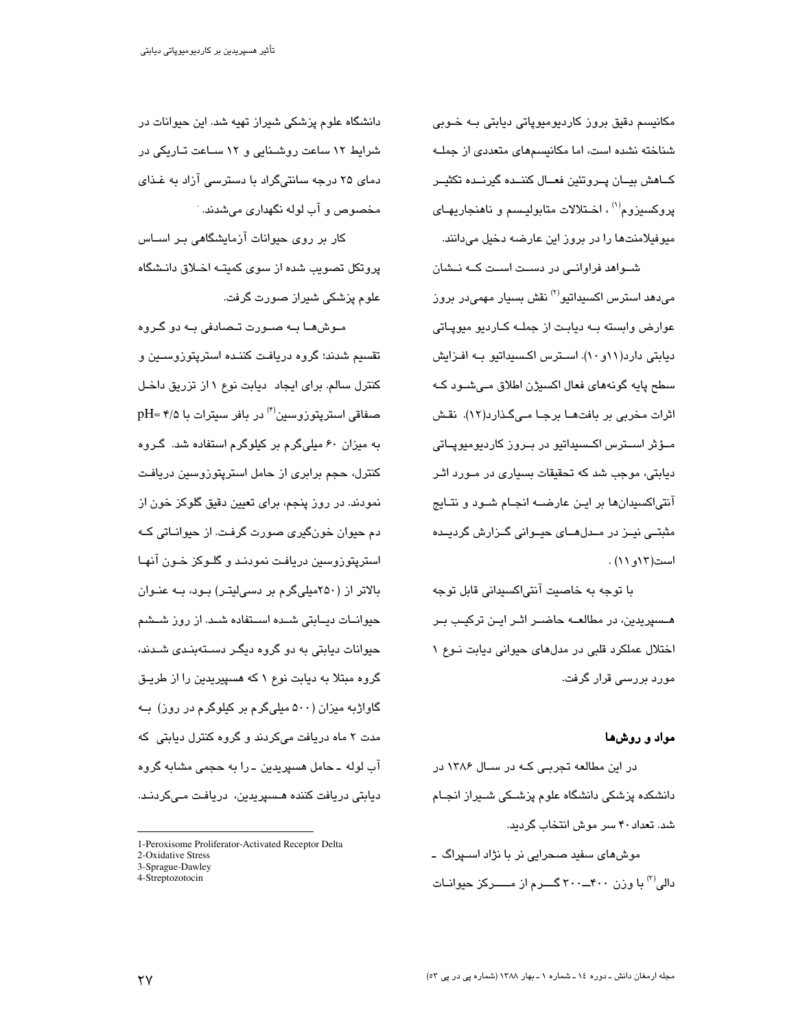مکانیسم دقیق بروز کاردیومیوپاتی دیابتی بـه خـوبی شناخته نشده است، اما مکانیسم‌های متعددی از جملـه کـاهش بیـان پـروتئین فعـال کننـده گیرنـده تکثیـر پروکسیزوم[1] ، اخـتلالات متابولیـسم و ناهنجاریهـای میوفیلامنت‌ها را در بروز این عارضه دخیل می‌دانند.

شـواهد فراوانـی در دسـت اسـت کـه نـشان می‌دهد استرس اکسیداتیو[2] نقش بسیار مهمی‌در بروز عوارض وابسته بـه دیابـت از جملـه کـاردیو میوپـاتی دیابتی دارد(۱۱و ۱۰). اسـترس اکـسیداتیو بـه افـزایش سطح پایه گونه‌های فعال اکسیژن اطلاق مـی‌شـود کـه اثرات مخربی بر بافت‌هـا برجـا مـی‌گـذارد(۱۲). نقـش مـؤثر اسـترس اکـسیداتیو در بـروز کاردیومیوپـاتی دیابتی، موجب شد که تحقیقات بسیاری در مـورد اثـر آنتی‌اکسیدان‌ها بر ایـن عارضـه انجـام شـود و نتـایج مثبتـی نیـز در مـدل‌هـای حیـوانی گـزارش گردیـده است(۱۳و ۱۱) .

با توجه به خاصیت آنتی‌اکسیدانی قابل توجه هـسپریدین، در مطالعـه حاضـر اثـر ایـن ترکیـب بـر اختلال عملکرد قلبی در مدل‌های حیوانی دیابت نـوع ۱ مورد بررسی قرار گرفت.

## مواد و روش‌ها

در این مطالعه تجربـی کـه در سـال ۱۳۸۶ در دانشکده پزشکی دانشگاه علوم پزشـکی شـیراز انجـام شد. تعداد ۴۰ سر موش انتخاب گردید.

موش‌های سفید صحرایی نر با نژاد اسـپراگ ـ دالی[3] با وزن ۴۰۰ـ۳۰۰ گـــرم از مـــرکز حیوانـات دانشگاه علوم پزشکی شیراز تهیه شد. این حیوانات در شرایط ۱۲ ساعت روشـنایی و ۱۲ سـاعت تـاریکی در دمای ۲۵ درجه سانتی‌گراد با دسترسی آزاد به غـذای مخصوص و آب لوله نگهداری می‌شدند.

کار بر روی حیوانات آزمایشگاهی بـر اسـاس پروتکل تصویب شده از سوی کمیتـه اخـلاق دانـشگاه علوم پزشکی شیراز صورت گرفت.

مـوش‌هـا بـه صـورت تـصادفی بـه دو گـروه تقسیم شدند؛ گروه دریافت کننـده استرپتوزوسـین و کنترل سالم. برای ایجاد دیابت نوع ۱ از تزریق داخـل صفاقی استرپتوزوسین[4] در بافر سیترات با pH= ۴/۵ به میزان ۶۰ میلی‌گرم بر کیلوگرم استفاده شد. گـروه کنترل، حجم برابری از حامل استرپتوزوسین دریافـت نمودند. در روز پنجم، برای تعیین دقیق گلوکز خون از دم حیوان خون‌گیری صورت گرفـت. از حیوانـاتی کـه استرپتوزوسین دریافـت نمودنـد و گلـوکز خـون آنهـا بالاتر از (۲۵۰میلی‌گرم بر دسی‌لیتـر) بـود، بـه عنـوان حیوانـات دیـابتی شـده اسـتفاده شـد. از روز شـشم حیوانات دیابتی به دو گروه دیگـر دسـته‌بنـدی شـدند، گروه مبتلا به دیابت نوع ۱ که هسپیریدین را از طریـق گاواژبه میزان (۵۰۰ میلی‌گرم بر کیلوگرم در روز) بـه مدت ۲ ماه دریافت می‌کردند و گروه کنترل دیابتی که آب لوله ـ حامل هسپریدین ـ را به حجمی مشابه گروه دیابتی دریافت کننده هـسپریدین، دریافت مـی‌کردنـد.

---

1-Peroxisome Proliferator-Activated Receptor Delta
2-Oxidative Stress
3-Sprague-Dawley
4-Streptozotocin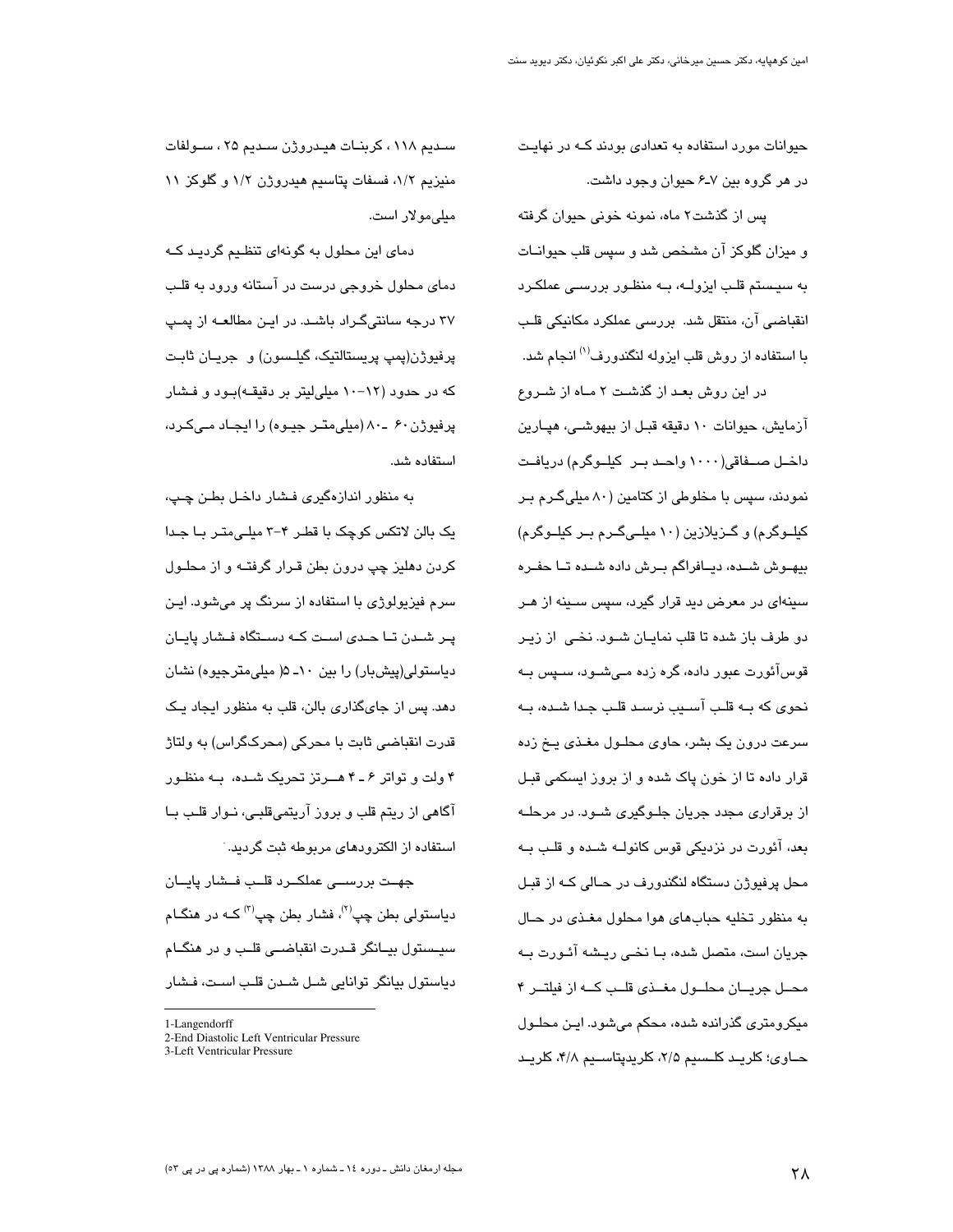حیوانات مورد استفاده به تعدادی بودند که در نهایت در هر گروه بین ۷ـ۶ حیوان وجود داشت.

پس از گذشت۲ ماه، نمونه خونی حیوان گرفته و میزان گلوکز آن مشخص شد و سپس قلب حیوانات به سیستم قلب ایزوله، به منظور بررسی عملکرد انقباضی آن، منتقل شد. بررسی عملکرد مکانیکی قلب با استفاده از روش قلب ایزوله لنگندورف[1] انجام شد.

در این روش بعد از گذشت ۲ ماه از شروع آزمایش، حیوانات ۱۰ دقیقه قبل از بیهوشی، هپارین داخل صفاقی(۱۰۰۰ واحد بر کیلوگرم) دریافت نمودند، سپس با مخلوطی از کتامین (۸۰ میلی‌گرم بر کیلوگرم) و گزیلازین (۱۰ میلی‌گرم بر کیلوگرم) بیهوش شده، دیافراگم برش داده شده تا حفره سینه‌ای در معرض دید قرار گیرد، سپس سینه از هر دو طرف باز شده تا قلب نمایان شود. نخی از زیر قوس‌آئورت عبور داده، گره زده می‌شود، سپس به نحوی که به قلب آسیب نرسد قلب جدا شده، به سرعت درون یک بشر، حاوی محلول مغذی یخ زده قرار داده تا از خون پاک شده و از بروز ایسکمی قبل از برقراری مجدد جریان جلوگیری شود. در مرحله بعد، آئورت در نزدیکی قوس کانوله شده و قلب به محل پرفیوژن دستگاه لنگندورف در حالی که از قبل به منظور تخلیه حباب‌های هوا محلول مغذی در حال جریان است، متصل شده، با نخی ریشه آئورت به محل جریان محلول مغذی قلب که از فیلتر ۴ میکرومتری گذرانده شده، محکم می‌شود. این محلول حاوی؛ کلرید کلسیم ۲/۵، کلریدپتاسیم ۴/۸، کلرید سدیم ۱۱۸ ، کربنات هیدروژن سدیم ۲۵ ، سولفات منیزیم ۱/۲، فسفات پتاسیم هیدروژن ۱/۲ و گلوکز ۱۱ میلی‌مولار است.

دمای این محلول به گونه‌ای تنظیم گردید که دمای محلول خروجی درست در آستانه ورود به قلب ۳۷ درجه سانتی‌گراد باشد. در این مطالعه از پمپ پرفیوژن(پمپ پریستالتیک، گیلسون) و جریان ثابت که در حدود (۱۲-۱۰ میلی‌لیتر بر دقیقه)بود و فشار پرفیوژن۶۰ ـ۸۰ (میلی‌متر جیوه) را ایجاد می‌کرد، استفاده شد.

به منظور اندازه‌گیری فشار داخل بطن چپ، یک بالن لاتکس کوچک با قطر ۴-۳ میلی‌متر با جدا کردن دهلیز چپ درون بطن قرار گرفته و از محلول سرم فیزیولوژی با استفاده از سرنگ پر می‌شود. این پر شدن تا حدی است که دستگاه فشار پایان دیاستولی(پیش‌بار) را بین ۱۰ـ ۵( میلی‌مترجیوه) نشان دهد. پس از جای‌گذاری بالن، قلب به منظور ایجاد یک قدرت انقباضی ثابت با محرکی (محرک‌گراس) به ولتاژ ۴ ولت و تواتر ۶ ـ ۴ هرتز تحریک شده، به منظور آگاهی از ریتم قلب و بروز آریتمی‌قلبی، نوار قلب با استفاده از الکترودهای مربوطه ثبت گردید.

جهت بررسی عملکرد قلب فشار پایان دیاستولی بطن چپ[2]، فشار بطن چپ[3] که در هنگام سیستول بیانگر قدرت انقباضی قلب و در هنگام دیاستول بیانگر توانایی شل شدن قلب است، فشار

---

1-Langendorff
2-End Diastolic Left Ventricular Pressure
3-Left Ventricular Pressure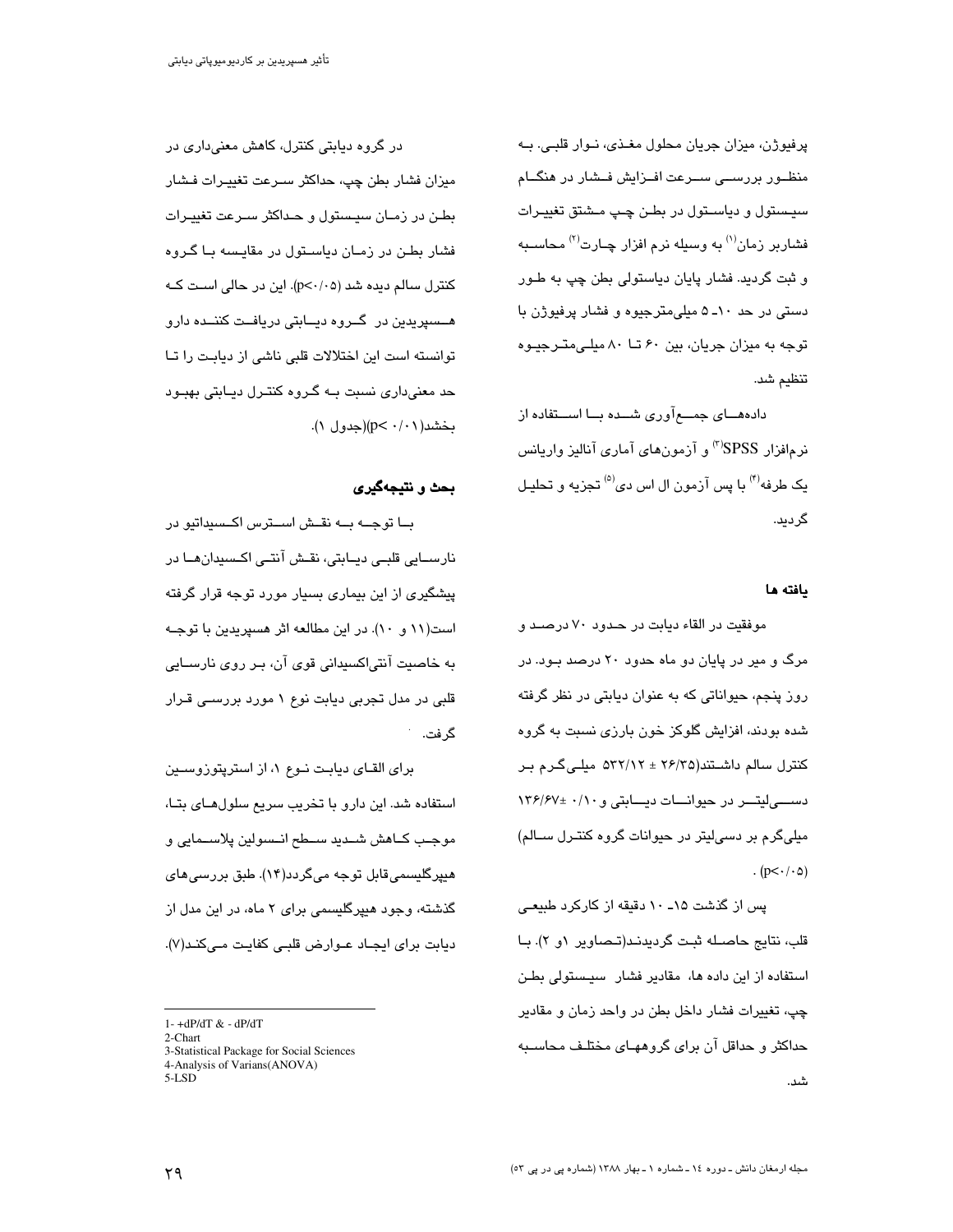پرفیوژن، میزان جریان محلول مغذی، نوار قلبی. به منظور بررسی سرعت افزایش فشار در هنگام سیستول و دیاستول در بطن چپ مشتق تغییرات فشاربر زمان[1] به وسیله نرم افزار چارت[2] محاسبه و ثبت گردید. فشار پایان دیاستولی بطن چپ به طور دستی در حد ۱۰ـ ۵ میلی‌مترجیوه و فشار پرفیوژن با توجه به میزان جریان، بین ۶۰ تا ۸۰ میلی‌مترجیوه تنظیم شد.

داده‌های جمع‌آوری شده با استفاده از نرم‌افزار SPSS[3] و آزمون‌های آماری آنالیز واریانس یک طرفه[4] با پس آزمون ال اس دی[5] تجزیه و تحلیل گردید.

## یافته ها

موفقیت در القاء دیابت در حدود ۷۰ درصد و مرگ و میر در پایان دو ماه حدود ۲۰ درصد بود. در روز پنجم، حیواناتی که به عنوان دیابتی در نظر گرفته شده بودند، افزایش گلوکز خون بارزی نسبت به گروه کنترل سالم داشتند(۲۶/۳۵ ± ۵۳۲/۱۲ میلی‌گرم بر دسی‌لیتر در حیوانات دیابتی و ۰/۱۰ ± ۱۳۶/۶۷ میلی‌گرم بر دسی‌لیتر در حیوانات گروه کنترل سالم) .(p<۰/۰۵)

پس از گذشت ۱۵ـ ۱۰ دقیقه از کارکرد طبیعی قلب، نتایج حاصله ثبت گردیدند(تصاویر ۱و ۲). با استفاده از این داده ها، مقادیر فشار سیستولی بطن چپ، تغییرات فشار داخل بطن در واحد زمان و مقادیر حداکثر و حداقل آن برای گروههای مختلف محاسبه شد.

در گروه دیابتی کنترل، کاهش معنی‌داری در میزان فشار بطن چپ، حداکثر سرعت تغییرات فشار بطن در زمان سیستول و حداکثر سرعت تغییرات فشار بطن در زمان دیاستول در مقایسه با گروه کنترل سالم دیده شد (p<۰/۰۵). این در حالی است که هسپریدین در گروه دیابتی دریافت کننده دارو توانسته است این اختلالات قلبی ناشی از دیابت را تا حد معنی‌داری نسبت به گروه کنترل دیابتی بهبود بخشد(p< ۰/۰۱)(جدول ۱).

## بحث و نتیجه‌گیری

با توجه به نقش استرس اکسیداتیو در نارسایی قلبی دیابتی، نقش آنتی اکسیدان‌ها در پیشگیری از این بیماری بسیار مورد توجه قرار گرفته است(۱۱ و ۱۰). در این مطالعه اثر هسپریدین با توجه به خاصیت آنتی‌اکسیدانی قوی آن، بر روی نارسایی قلبی در مدل تجربی دیابت نوع ۱ مورد بررسی قرار گرفت.

برای القای دیابت نوع ۱، از استرپتوزوسین استفاده شد. این دارو با تخریب سریع سلول‌های بتا، موجب کاهش شدید سطح انسولین پلاسمایی و هیپرگلیسمی‌قابل توجه می‌گردد(۱۴). طبق بررسی‌های گذشته، وجود هیپرگلیسمی برای ۲ ماه، در این مدل از دیابت برای ایجاد عوارض قلبی کفایت می‌کند(۷).

---

1- +dP/dT & - dP/dT
2-Chart
3-Statistical Package for Social Sciences
4-Analysis of Varians(ANOVA)
5-LSD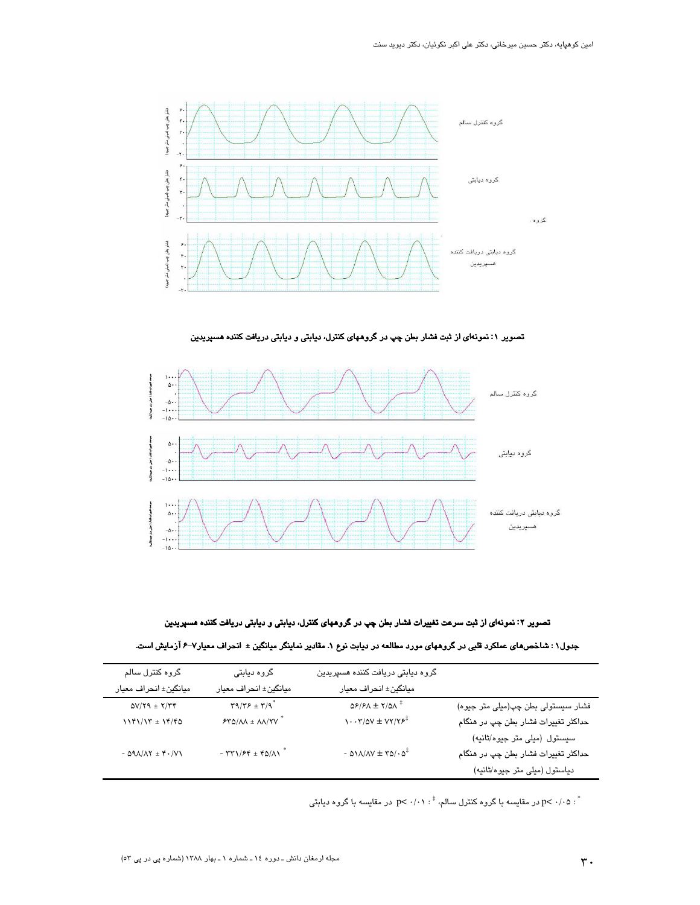تصویر ۱: نمونه‌ای از ثبت فشار بطن چپ در گروههای کنترل، دیابتی و دیابتی دریافت کننده هسپریدین

تصویر ۲: نمونه‌ای از ثبت سرعت تغییرات فشار بطن چپ در گروههای کنترل، دیابتی و دیابتی دریافت کننده هسپریدین

جدول۱ : شاخص‌های عملکرد قلبی در گروههای مورد مطالعه در دیابت نوع ۱. مقادیر نماینگر میانگین ± انحراف معیار۷-۶ آزمایش است.

| | گروه دیابتی دریافت کننده هسپریدین | گروه دیابتی | گروه کنترل سالم |
|---|---|---|---|
| | میانگین± انحراف معیار | میانگین± انحراف معیار | میانگین± انحراف معیار |
| فشار سیستولی بطن چپ(میلی متر جیوه) | ۵۶/۶۸ ± ۲/۵۸ [‡] | ۳۹/۳۶ ± ۳/۹ [*] | ۵۷/۲۹ ± ۲/۳۴ |
| حداکثر تغییرات فشار بطن چپ در هنگام سیستول (میلی متر جیوه/ثانیه) | ۱۰۰۳/۵۷ ± ۷۲/۲۶ [‡] | ۶۳۵/۸۸ ± ۸۸/۲۷ [*] | ۱۱۴۱/۱۲ ± ۱۴/۴۵ |
| حداکثر تغییرات فشار بطن چپ در هنگام دیاستول (میلی متر جیوه/ثانیه) | - ۵۱۸/۸۷ ± ۳۵/۰۵ [‡] | - ۳۳۱/۶۴ ± ۴۵/۸۱ [*] | - ۵۹۸/۸۲ ± ۴۰/۷۱ |

[*] : p< ۰/۰۵ در مقایسه با گروه کنترل سالم، [‡] : p< ۰/۰۱ در مقایسه با گروه دیابتی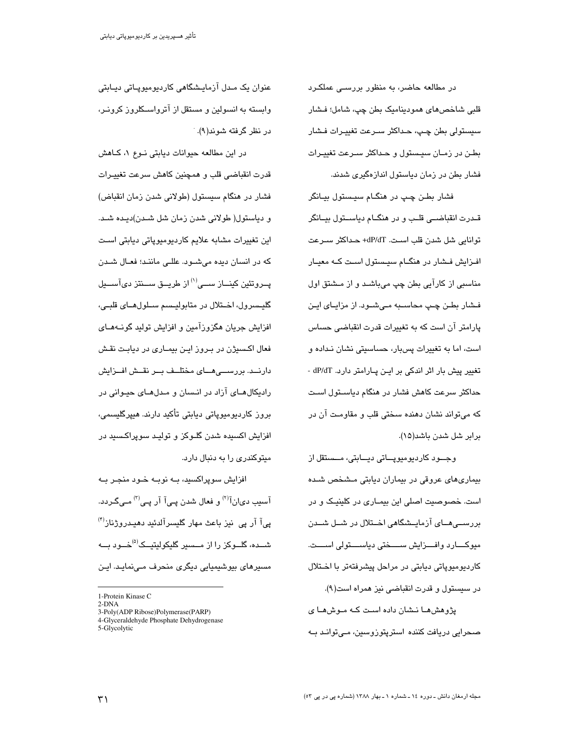در مطالعه حاضر، به منظور بررسی عملکرد قلبی شاخص‌های همودینامیک بطن چپ، شامل؛ فشار سیستولی بطن چپ، حداکثر سرعت تغییرات فشار بطن در زمان سیستول و حداکثر سرعت تغییرات فشار بطن در زمان دیاستول اندازه‌گیری شدند.

فشار بطن چپ در هنگام سیستول بیانگر قدرت انقباضی قلب و در هنگام دیاستول بیانگر توانایی شل شدن قلب است. dP/dT+ حداکثر سرعت افزایش فشار در هنگام سیستول است که معیار مناسبی از کارآیی بطن چپ می‌باشد و از مشتق اول فشار بطن چپ محاسبه می‌شود. از مزایای این پارامتر آن است که به تغییرات قدرت انقباضی حساس است، اما به تغییرات پس‌بار، حساسیتی نشان نداده و تغییر پیش بار اثر اندکی بر این پارامتر دارد. dP/dT - حداکثر سرعت کاهش فشار در هنگام دیاستول است که می‌تواند نشان دهنده سختی قلب و مقاومت آن در برابر شل شدن باشد(۱۵).

وجود کاردیومیوپاتی دیابتی، مستقل از بیماری‌های عروقی در بیماران دیابتی مشخص شده است. خصوصیت اصلی این بیماری در کلینیک و در بررسی‌های آزمایشگاهی اختلال در شل شدن میوکارد وافزایش سختی دیاستولی است. کاردیومیوپاتی دیابتی در مراحل پیشرفته‌تر با اختلال در سیستول و قدرت انقباضی نیز همراه است(۹).

پژوهش‌ها نشان داده است که موش‌های صحرایی دریافت کننده استرپتوزوسین، می‌توانند به عنوان یک مدل آزمایشگاهی کاردیومیوپاتی دیابتی وابسته به انسولین و مستقل از آترواسکلروز کرونر، در نظر گرفته شوند(۹).

در این مطالعه حیوانات دیابتی نوع ۱، کاهش قدرت انقباضی قلب و همچنین کاهش سرعت تغییرات فشار در هنگام سیستول (طولانی شدن زمان انقباض) و دیاستول( طولانی شدن زمان شل شدن)دیده شد. این تغییرات مشابه علایم کاردیومیوپاتی دیابتی است که در انسان دیده می‌شود. عللی مانند؛ فعال شدن پروتئین کیناز سی[۱] از طریق سنتز دی‌آسیل گلیسرول، اختلال در متابولیسم سلول‌های قلبی، افزایش جریان هگزوزآمین و افزایش تولید گونه‌های فعال اکسیژن در بروز این بیماری در دیابت نقش دارند. بررسی‌های مختلف بر نقش افزایش رادیکال‌های آزاد در انسان و مدل‌های حیوانی در بروز کاردیومیوپاتی دیابتی تأکید دارند. هیپرگلیسمی، افزایش اکسیده شدن گلوکز و تولید سوپراکسید در میتوکندری را به دنبال دارد.

افزایش سوپراکسید، به نوبه خود منجر به آسیب دی‌ان‌آ[۲] و فعال شدن پی‌آ آر پی[۳] می‌گردد. پی‌آ آر پی نیز باعث مهار گلیسرآلدئید دهیدروژناز[۴] شده، گلوکز را از مسیر گلیکولیتیک[۵] خود به مسیرهای بیوشیمیایی دیگری منحرف می‌نماید. این

---

1-Protein Kinase C
2-DNA
3-Poly(ADP Ribose)Polymerase(PARP)
4-Glyceraldehyde Phosphate Dehydrogenase
5-Glycolytic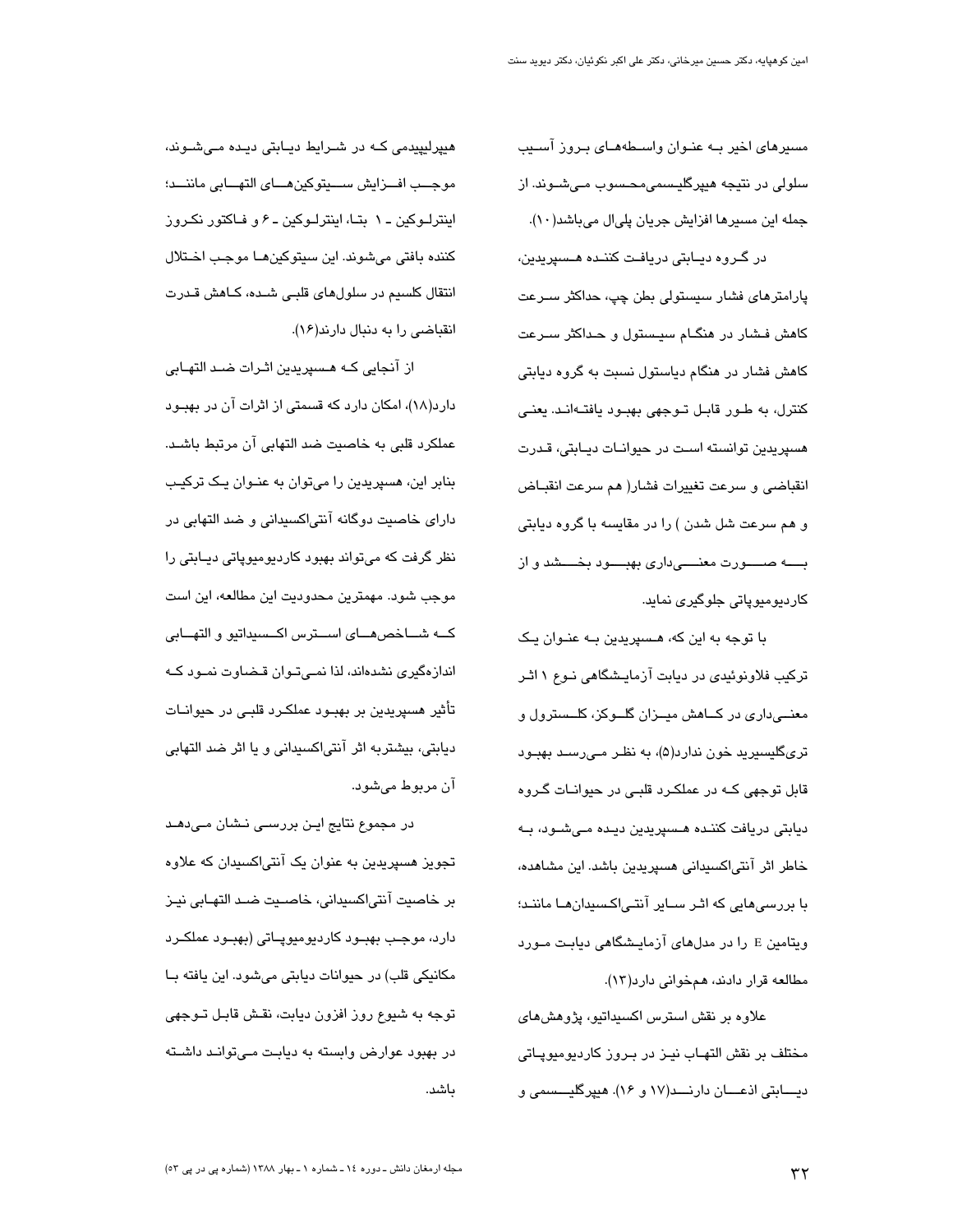مسیرهای اخیر به عنوان واسطه‌های بروز آسیب سلولی در نتیجه هیپرگلیسمی‌محسوب می‌شوند. از جمله این مسیرها افزایش جریان پلی‌ال می‌باشد(۱۰).

در گروه دیابتی دریافت کننده هسپریدین، پارامترهای فشار سیستولی بطن چپ، حداکثر سرعت کاهش فشار در هنگام سیستول و حداکثر سرعت کاهش فشار در هنگام دیاستول نسبت به گروه دیابتی کنترل، به طور قابل توجهی بهبود یافته‌اند. یعنی هسپریدین توانسته است در حیوانات دیابتی، قدرت انقباضی و سرعت تغییرات فشار( هم سرعت انقباض و هم سرعت شل شدن ) را در مقایسه با گروه دیابتی به صورت معنی‌داری بهبود بخشد و از کاردیومیوپاتی جلوگیری نماید.

با توجه به این که، هسپریدین به عنوان یک ترکیب فلاونوئیدی در دیابت آزمایشگاهی نوع ۱ اثر معنی‌داری در کاهش میزان گلوکز، کلسترول و تری‌گلیسرید خون ندارد(۵)، به نظر می‌رسد بهبود قابل توجهی که در عملکرد قلبی در حیوانات گروه دیابتی دریافت کننده هسپریدین دیده می‌شود، به خاطر اثر آنتی‌اکسیدانی هسپریدین باشد. این مشاهده، با بررسی‌هایی که اثر سایر آنتی‌اکسیدان‌ها مانند؛ ویتامین E را در مدل‌های آزمایشگاهی دیابت مورد مطالعه قرار دادند، همخوانی دارد(۱۳).

علاوه بر نقش استرس اکسیداتیو، پژوهش‌های مختلف بر نقش التهاب نیز در بروز کاردیومیوپاتی دیابتی اذعان دارند(۱۷ و ۱۶). هیپرگلیسمی و هیپرلیپیدمی که در شرایط دیابتی دیده می‌شوند، موجب افزایش سیتوکین‌های التهابی مانند؛ اینترلوکین ـ ۱ بتا، اینترلوکین ـ ۶ و فاکتور نکروز کننده بافتی می‌شوند. این سیتوکین‌ها موجب اختلال انتقال کلسیم در سلول‌های قلبی شده، کاهش قدرت انقباضی را به دنبال دارند(۱۶).

از آنجایی که هسپریدین اثرات ضد التهابی دارد(۱۸)، امکان دارد که قسمتی از اثرات آن در بهبود عملکرد قلبی به خاصیت ضد التهابی آن مرتبط باشد. بنابر این، هسپریدین را می‌توان به عنوان یک ترکیب دارای خاصیت دوگانه آنتی‌اکسیدانی و ضد التهابی در نظر گرفت که می‌تواند بهبود کاردیومیوپاتی دیابتی را موجب شود. مهمترین محدودیت این مطالعه، این است که شاخص‌های استرس اکسیداتیو و التهابی اندازه‌گیری نشده‌اند، لذا نمی‌توان قضاوت نمود که تأثیر هسپریدین بر بهبود عملکرد قلبی در حیوانات دیابتی، بیشتربه اثر آنتی‌اکسیدانی و یا اثر ضد التهابی آن مربوط می‌شود.

در مجموع نتایج این بررسی نشان می‌دهد تجویز هسپریدین به عنوان یک آنتی‌اکسیدان که علاوه بر خاصیت آنتی‌اکسیدانی، خاصیت ضد التهابی نیز دارد، موجب بهبود کاردیومیوپاتی (بهبود عملکرد مکانیکی قلب) در حیوانات دیابتی می‌شود. این یافته با توجه به شیوع روز افزون دیابت، نقش قابل توجهی در بهبود عوارض وابسته به دیابت می‌تواند داشته باشد.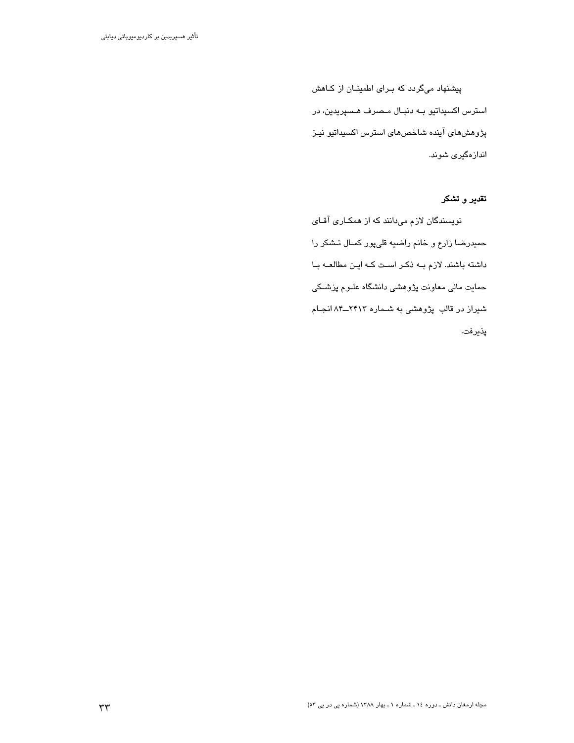پیشنهاد می‌گردد که برای اطمینان از کاهش استرس اکسیداتیو به دنبال مصرف هسپریدین، در پژوهش‌های آینده شاخص‌های استرس اکسیداتیو نیز اندازه‌گیری شوند.

**تقدیر و تشکر**

نویسندگان لازم می‌دانند که از همکاری آقای حمیدرضا زارع و خانم راضیه قلی‌پور کمال تشکر را داشته باشند. لازم به ذکر است که این مطالعه با حمایت مالی معاونت پژوهشی دانشگاه علوم پزشکی شیراز در قالب پژوهشی به شماره ۲۴۱۳ـ۸۴ انجام پذیرفت.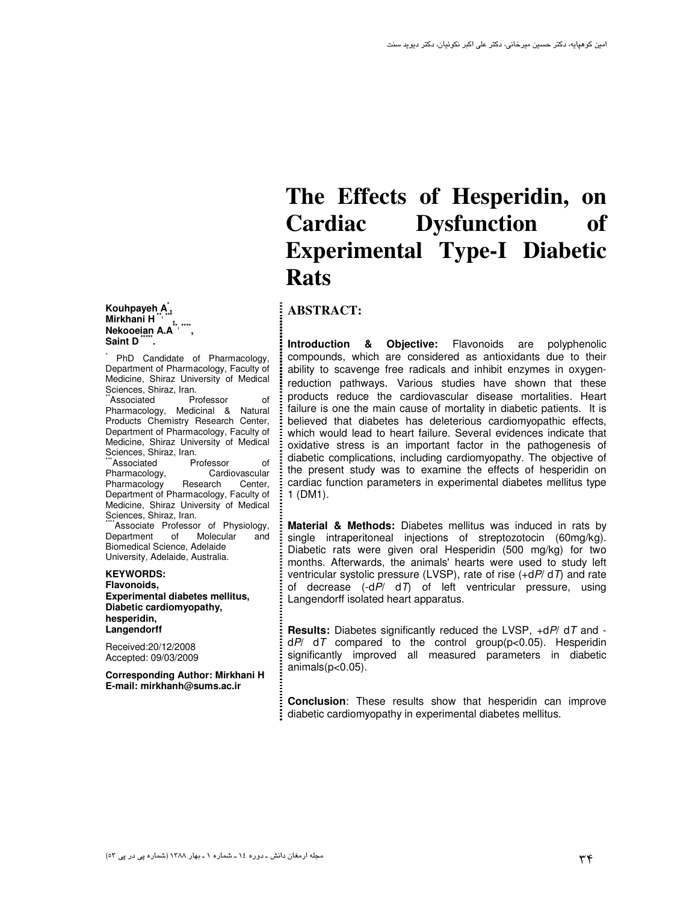# The Effects of Hesperidin, on Cardiac Dysfunction of Experimental Type-I Diabetic Rats

**Kouhpayeh A**[*],
**Mirkhani H**[**,***],
**Nekooeian A.A**[**,***],
**Saint D**[****].

[*] PhD Candidate of Pharmacology, Department of Pharmacology, Faculty of Medicine, Shiraz University of Medical Sciences, Shiraz, Iran.
[**] Associated Professor of Pharmacology, Medicinal & Natural Products Chemistry Research Center, Department of Pharmacology, Faculty of Medicine, Shiraz University of Medical Sciences, Shiraz, Iran.
[***] Associated Professor of Pharmacology, Cardiovascular Pharmacology Research Center, Department of Pharmacology, Faculty of Medicine, Shiraz University of Medical Sciences, Shiraz, Iran.
[****] Associate Professor of Physiology, Department of Molecular and Biomedical Science, Adelaide University, Adelaide, Australia.

**KEYWORDS:**
**Flavonoids,**
**Experimental diabetes mellitus,**
**Diabetic cardiomyopathy,**
**hesperidin,**
**Langendorff**

Received:20/12/2008
Accepted: 09/03/2009

**Corresponding Author: Mirkhani H**
**E-mail: mirkhanh@sums.ac.ir**

## ABSTRACT:

**Introduction & Objective:** Flavonoids are polyphenolic compounds, which are considered as antioxidants due to their ability to scavenge free radicals and inhibit enzymes in oxygen-reduction pathways. Various studies have shown that these products reduce the cardiovascular disease mortalities. Heart failure is one the main cause of mortality in diabetic patients. It is believed that diabetes has deleterious cardiomyopathic effects, which would lead to heart failure. Several evidences indicate that oxidative stress is an important factor in the pathogenesis of diabetic complications, including cardiomyopathy. The objective of the present study was to examine the effects of hesperidin on cardiac function parameters in experimental diabetes mellitus type 1 (DM1).

**Material & Methods:** Diabetes mellitus was induced in rats by single intraperitoneal injections of streptozotocin (60mg/kg). Diabetic rats were given oral Hesperidin (500 mg/kg) for two months. Afterwards, the animals' hearts were used to study left ventricular systolic pressure (LVSP), rate of rise (+d*P*/ d*T*) and rate of decrease (-d*P*/ d*T*) of left ventricular pressure, using Langendorff isolated heart apparatus.

**Results:** Diabetes significantly reduced the LVSP, +d*P*/ d*T* and -d*P*/ d*T* compared to the control group($p<0.05$). Hesperidin significantly improved all measured parameters in diabetic animals($p<0.05$).

**Conclusion**: These results show that hesperidin can improve diabetic cardiomyopathy in experimental diabetes mellitus.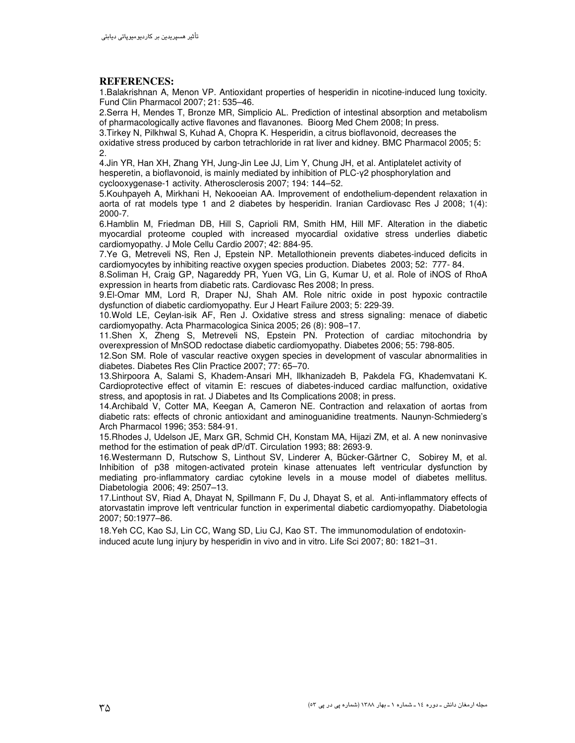## REFERENCES:

1.Balakrishnan A, Menon VP. Antioxidant properties of hesperidin in nicotine-induced lung toxicity. Fund Clin Pharmacol 2007; 21: 535–46.

2.Serra H, Mendes T, Bronze MR, Simplicio AL. Prediction of intestinal absorption and metabolism of pharmacologically active flavones and flavanones. Bioorg Med Chem 2008; In press.

3.Tirkey N, Pilkhwal S, Kuhad A, Chopra K. Hesperidin, a citrus bioflavonoid, decreases the oxidative stress produced by carbon tetrachloride in rat liver and kidney. BMC Pharmacol 2005; 5: 2.

4.Jin YR, Han XH, Zhang YH, Jung-Jin Lee JJ, Lim Y, Chung JH, et al. Antiplatelet activity of hesperetin, a bioflavonoid, is mainly mediated by inhibition of PLC-γ2 phosphorylation and cyclooxygenase-1 activity. Atherosclerosis 2007; 194: 144–52.

5.Kouhpayeh A, Mirkhani H, Nekooeian AA. Improvement of endothelium-dependent relaxation in aorta of rat models type 1 and 2 diabetes by hesperidin. Iranian Cardiovasc Res J 2008; 1(4): 2000-7.

6.Hamblin M, Friedman DB, Hill S, Caprioli RM, Smith HM, Hill MF. Alteration in the diabetic myocardial proteome coupled with increased myocardial oxidative stress underlies diabetic cardiomyopathy. J Mole Cellu Cardio 2007; 42: 884-95.

7.Ye G, Metreveli NS, Ren J, Epstein NP. Metallothionein prevents diabetes-induced deficits in cardiomyocytes by inhibiting reactive oxygen species production. Diabetes 2003; 52: 777- 84.

8.Soliman H, Craig GP, Nagareddy PR, Yuen VG, Lin G, Kumar U, et al. Role of iNOS of RhoA expression in hearts from diabetic rats. Cardiovasc Res 2008; In press.

9.El-Omar MM, Lord R, Draper NJ, Shah AM. Role nitric oxide in post hypoxic contractile dysfunction of diabetic cardiomyopathy. Eur J Heart Failure 2003; 5: 229-39.

10.Wold LE, Ceylan-isik AF, Ren J. Oxidative stress and stress signaling: menace of diabetic cardiomyopathy. Acta Pharmacologica Sinica 2005; 26 (8): 908–17.

11.Shen X, Zheng S, Metreveli NS, Epstein PN. Protection of cardiac mitochondria by overexpression of MnSOD redoctase diabetic cardiomyopathy. Diabetes 2006; 55: 798-805.

12.Son SM. Role of vascular reactive oxygen species in development of vascular abnormalities in diabetes. Diabetes Res Clin Practice 2007; 77: 65–70.

13.Shirpoora A, Salami S, Khadem-Ansari MH, Ilkhanizadeh B, Pakdela FG, Khademvatani K. Cardioprotective effect of vitamin E: rescues of diabetes-induced cardiac malfunction, oxidative stress, and apoptosis in rat. J Diabetes and Its Complications 2008; in press.

14.Archibald V, Cotter MA, Keegan A, Cameron NE. Contraction and relaxation of aortas from diabetic rats: effects of chronic antioxidant and aminoguanidine treatments. Naunyn-Schmiederg's Arch Pharmacol 1996; 353: 584-91.

15.Rhodes J, Udelson JE, Marx GR, Schmid CH, Konstam MA, Hijazi ZM, et al. A new noninvasive method for the estimation of peak dP/dT. Circulation 1993; 88: 2693-9.

16.Westermann D, Rutschow S, Linthout SV, Linderer A, Bücker-Gärtner C, Sobirey M, et al. Inhibition of p38 mitogen-activated protein kinase attenuates left ventricular dysfunction by mediating pro-inflammatory cardiac cytokine levels in a mouse model of diabetes mellitus. Diabetologia 2006; 49: 2507–13.

17.Linthout SV, Riad A, Dhayat N, Spillmann F, Du J, Dhayat S, et al. Anti-inflammatory effects of atorvastatin improve left ventricular function in experimental diabetic cardiomyopathy. Diabetologia 2007; 50:1977–86.

18.Yeh CC, Kao SJ, Lin CC, Wang SD, Liu CJ, Kao ST. The immunomodulation of endotoxin-induced acute lung injury by hesperidin in vivo and in vitro. Life Sci 2007; 80: 1821–31.